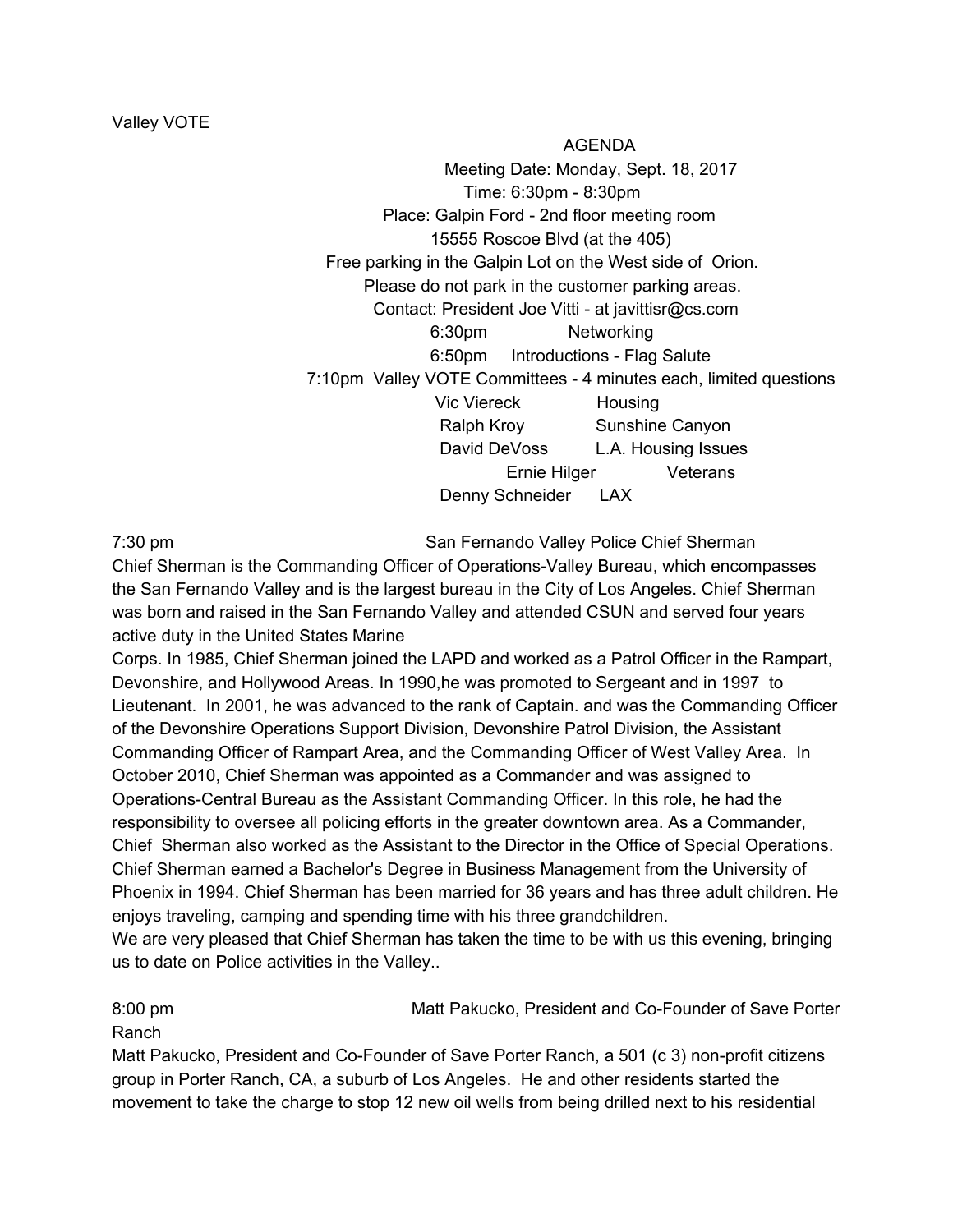Valley VOTE

**AGENDA**

Meeting Date: Monday, Sept. 18, 2017

Time: 6:30pm - 8:30pm

Place: Galpin Ford - 2nd floor meeting room

15555 Roscoe Blvd (at the 405)

Free parking in the Galpin Lot on the West side of Orion.

Please do not park in the customer parking areas.

Contact: President Joe Vitti - at javittisr@cs.com

6:30pm Networking

6:50pm Introductions - Flag Salute

7:10pm Valley VOTE Committees - 4 minutes each, limited questions

| | |
|---|---|
| Vic Viereck | Housing |
| Ralph Kroy | Sunshine Canyon |
| David DeVoss | L.A. Housing Issues |
| Ernie Hilger | Veterans |
| Denny Schneider | LAX |

7:30 pm San Fernando Valley Police Chief Sherman

Chief Sherman is the Commanding Officer of Operations-Valley Bureau, which encompasses the San Fernando Valley and is the largest bureau in the City of Los Angeles. Chief Sherman was born and raised in the San Fernando Valley and attended CSUN and served four years active duty in the United States Marine Corps. In 1985, Chief Sherman joined the LAPD and worked as a Patrol Officer in the Rampart, Devonshire, and Hollywood Areas. In 1990,he was promoted to Sergeant and in 1997 to Lieutenant. In 2001, he was advanced to the rank of Captain. and was the Commanding Officer of the Devonshire Operations Support Division, Devonshire Patrol Division, the Assistant Commanding Officer of Rampart Area, and the Commanding Officer of West Valley Area. In October 2010, Chief Sherman was appointed as a Commander and was assigned to Operations-Central Bureau as the Assistant Commanding Officer. In this role, he had the responsibility to oversee all policing efforts in the greater downtown area. As a Commander, Chief Sherman also worked as the Assistant to the Director in the Office of Special Operations. Chief Sherman earned a Bachelor's Degree in Business Management from the University of Phoenix in 1994. Chief Sherman has been married for 36 years and has three adult children. He enjoys traveling, camping and spending time with his three grandchildren.

We are very pleased that Chief Sherman has taken the time to be with us this evening, bringing us to date on Police activities in the Valley..

8:00 pm Matt Pakucko, President and Co-Founder of Save Porter Ranch

Matt Pakucko, President and Co-Founder of Save Porter Ranch, a 501 (c 3) non-profit citizens group in Porter Ranch, CA, a suburb of Los Angeles. He and other residents started the movement to take the charge to stop 12 new oil wells from being drilled next to his residential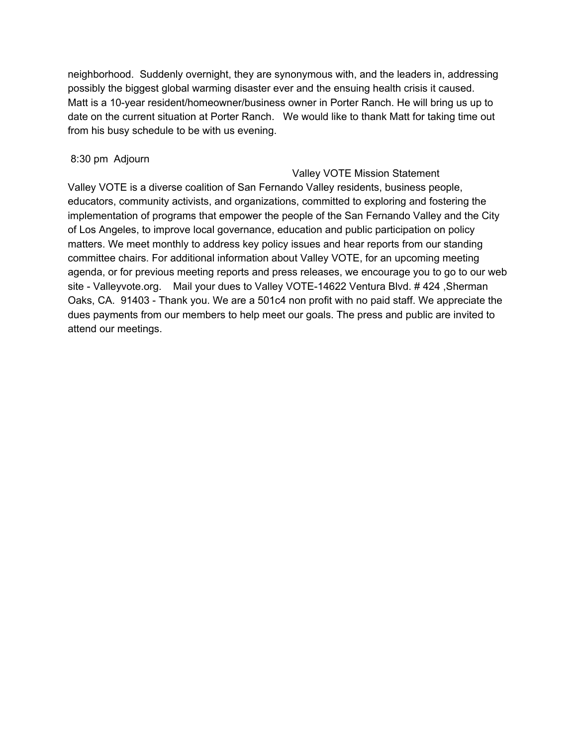neighborhood. Suddenly overnight, they are synonymous with, and the leaders in, addressing possibly the biggest global warming disaster ever and the ensuing health crisis it caused. Matt is a 10-year resident/homeowner/business owner in Porter Ranch. He will bring us up to date on the current situation at Porter Ranch. We would like to thank Matt for taking time out from his busy schedule to be with us evening.

8:30 pm Adjourn

## Valley VOTE Mission Statement

Valley VOTE is a diverse coalition of San Fernando Valley residents, business people, educators, community activists, and organizations, committed to exploring and fostering the implementation of programs that empower the people of the San Fernando Valley and the City of Los Angeles, to improve local governance, education and public participation on policy matters. We meet monthly to address key policy issues and hear reports from our standing committee chairs. For additional information about Valley VOTE, for an upcoming meeting agenda, or for previous meeting reports and press releases, we encourage you to go to our web site - Valleyvote.org. Mail your dues to Valley VOTE-14622 Ventura Blvd. # 424 ,Sherman Oaks, CA. 91403 - Thank you. We are a 501c4 non profit with no paid staff. We appreciate the dues payments from our members to help meet our goals. The press and public are invited to attend our meetings.